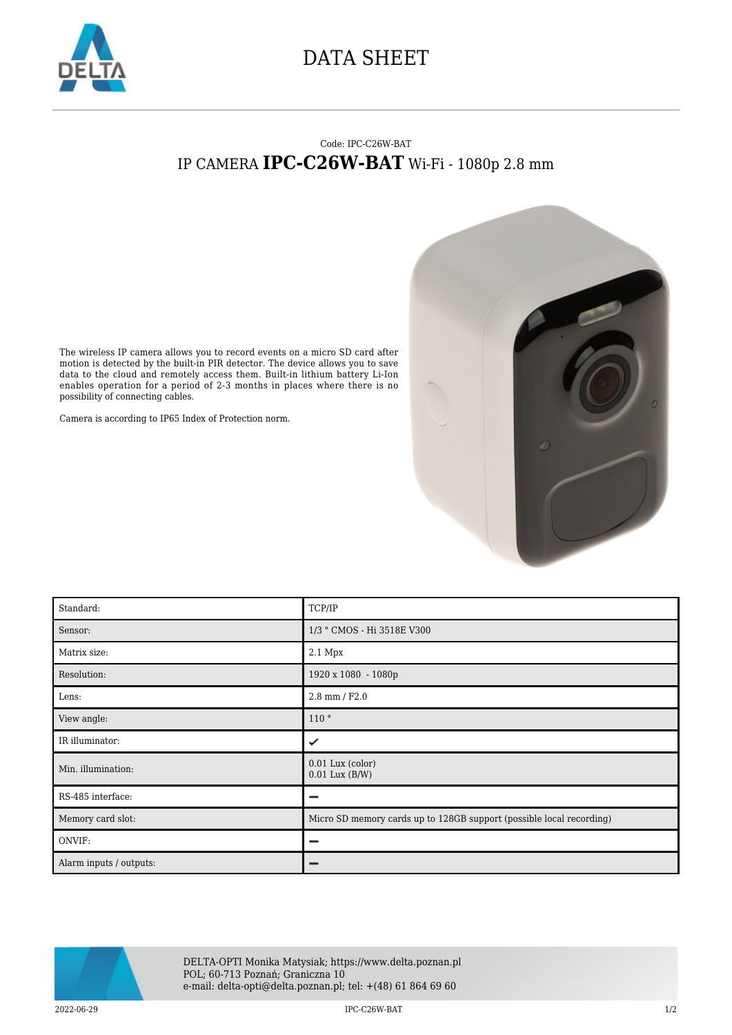# DATA SHEET

Code: IPC-C26W-BAT

## IP CAMERA **IPC-C26W-BAT** Wi-Fi - 1080p 2.8 mm

The wireless IP camera allows you to record events on a micro SD card after motion is detected by the built-in PIR detector. The device allows you to save data to the cloud and remotely access them. Built-in lithium battery Li-Ion enables operation for a period of 2-3 months in places where there is no possibility of connecting cables.

Camera is according to IP65 Index of Protection norm.

| | |
|---|---|
| Standard: | TCP/IP |
| Sensor: | 1/3 " CMOS - Hi 3518E V300 |
| Matrix size: | 2.1 Mpx |
| Resolution: | 1920 x 1080 - 1080p |
| Lens: | 2.8 mm / F2.0 |
| View angle: | 110 ° |
| IR illuminator: | ✓ |
| Min. illumination: | 0.01 Lux (color)<br>0.01 Lux (B/W) |
| RS-485 interface: | – |
| Memory card slot: | Micro SD memory cards up to 128GB support (possible local recording) |
| ONVIF: | – |
| Alarm inputs / outputs: | – |

DELTA-OPTI Monika Matysiak; https://www.delta.poznan.pl
POL; 60-713 Poznań; Graniczna 10
e-mail: delta-opti@delta.poznan.pl; tel: +(48) 61 864 69 60

2022-06-29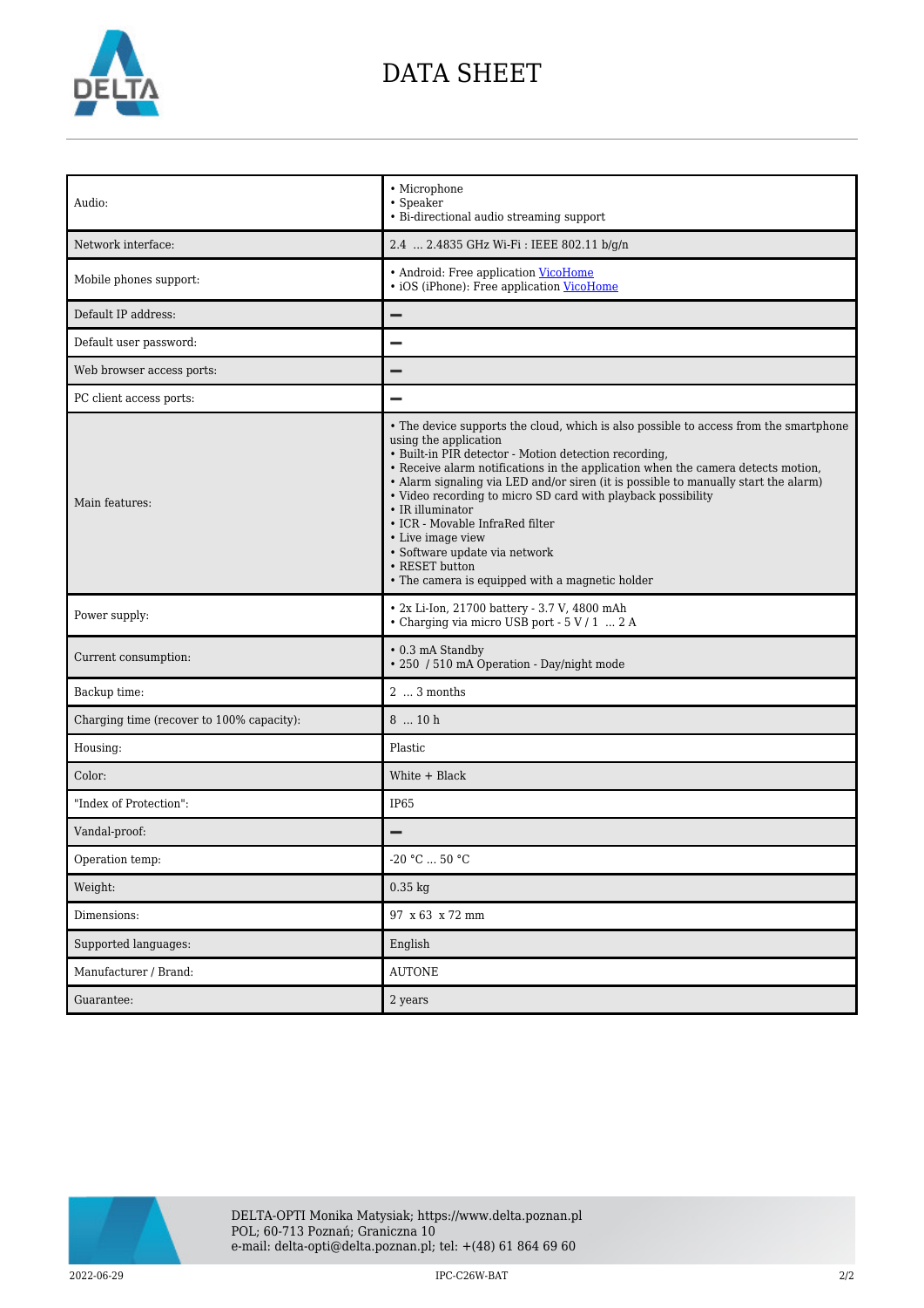# DATA SHEET

| | |
|---|---|
| Audio: | • Microphone<br>• Speaker<br>• Bi-directional audio streaming support |
| Network interface: | 2.4 ... 2.4835 GHz Wi-Fi : IEEE 802.11 b/g/n |
| Mobile phones support: | • Android: Free application VicoHome<br>• iOS (iPhone): Free application VicoHome |
| Default IP address: | – |
| Default user password: | – |
| Web browser access ports: | – |
| PC client access ports: | – |
| Main features: | • The device supports the cloud, which is also possible to access from the smartphone using the application<br>• Built-in PIR detector - Motion detection recording,<br>• Receive alarm notifications in the application when the camera detects motion,<br>• Alarm signaling via LED and/or siren (it is possible to manually start the alarm)<br>• Video recording to micro SD card with playback possibility<br>• IR illuminator<br>• ICR - Movable InfraRed filter<br>• Live image view<br>• Software update via network<br>• RESET button<br>• The camera is equipped with a magnetic holder |
| Power supply: | • 2x Li-Ion, 21700 battery - 3.7 V, 4800 mAh<br>• Charging via micro USB port - 5 V / 1 ... 2 A |
| Current consumption: | • 0.3 mA Standby<br>• 250 / 510 mA Operation - Day/night mode |
| Backup time: | 2 ... 3 months |
| Charging time (recover to 100% capacity): | 8 ... 10 h |
| Housing: | Plastic |
| Color: | White + Black |
| "Index of Protection": | IP65 |
| Vandal-proof: | – |
| Operation temp: | -20 °C ... 50 °C |
| Weight: | 0.35 kg |
| Dimensions: | 97 x 63 x 72 mm |
| Supported languages: | English |
| Manufacturer / Brand: | AUTONE |
| Guarantee: | 2 years |

DELTA-OPTI Monika Matysiak; https://www.delta.poznan.pl
POL; 60-713 Poznań; Graniczna 10
e-mail: delta-opti@delta.poznan.pl; tel: +(48) 61 864 69 60

2022-06-29 IPC-C26W-BAT